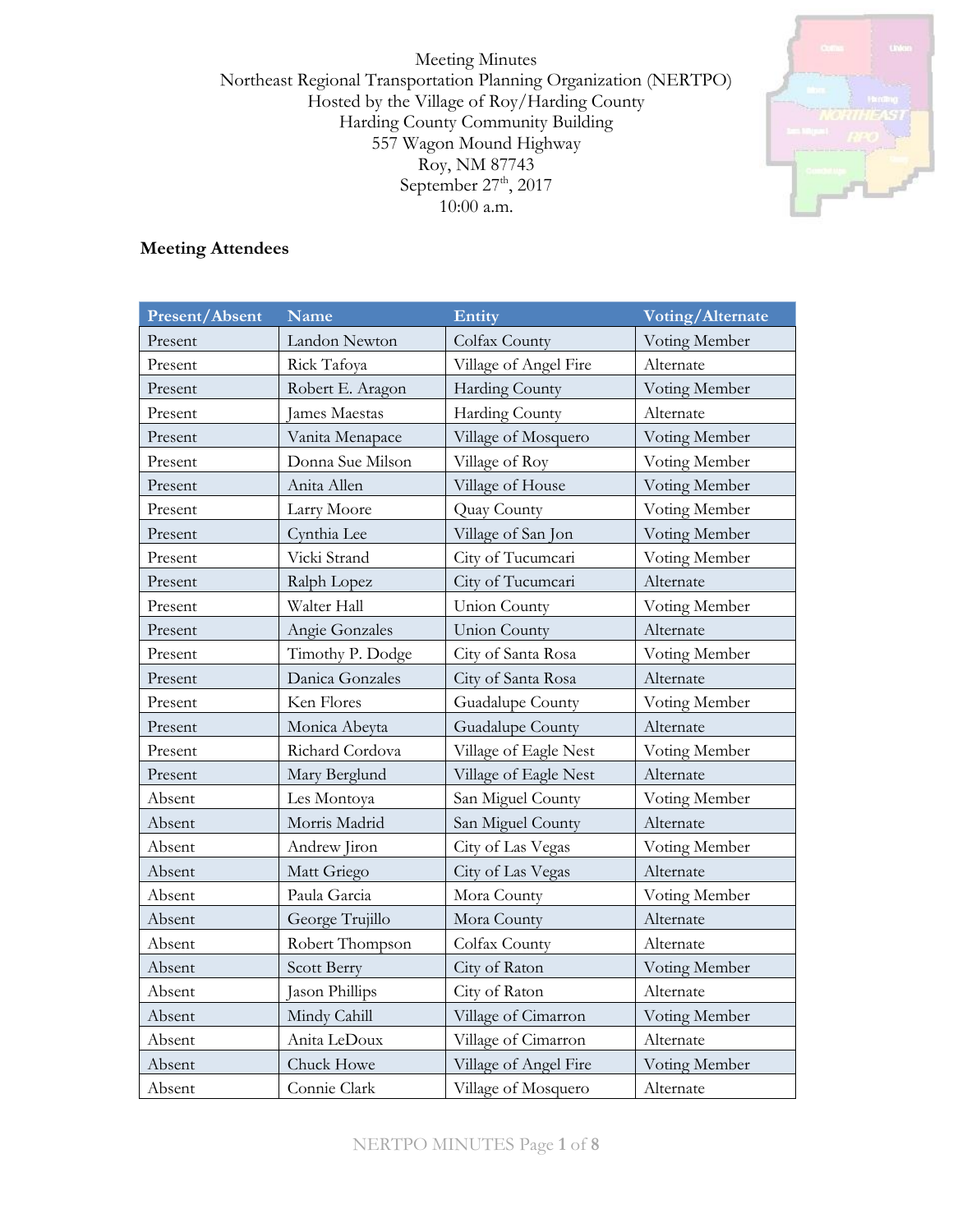Meeting Minutes
Northeast Regional Transportation Planning Organization (NERTPO)
Hosted by the Village of Roy/Harding County
Harding County Community Building
557 Wagon Mound Highway
Roy, NM 87743
September 27th, 2017
10:00 a.m.

### Meeting Attendees

| Present/Absent | Name | Entity | Voting/Alternate |
|---|---|---|---|
| Present | Landon Newton | Colfax County | Voting Member |
| Present | Rick Tafoya | Village of Angel Fire | Alternate |
| Present | Robert E. Aragon | Harding County | Voting Member |
| Present | James Maestas | Harding County | Alternate |
| Present | Vanita Menapace | Village of Mosquero | Voting Member |
| Present | Donna Sue Milson | Village of Roy | Voting Member |
| Present | Anita Allen | Village of House | Voting Member |
| Present | Larry Moore | Quay County | Voting Member |
| Present | Cynthia Lee | Village of San Jon | Voting Member |
| Present | Vicki Strand | City of Tucumcari | Voting Member |
| Present | Ralph Lopez | City of Tucumcari | Alternate |
| Present | Walter Hall | Union County | Voting Member |
| Present | Angie Gonzales | Union County | Alternate |
| Present | Timothy P. Dodge | City of Santa Rosa | Voting Member |
| Present | Danica Gonzales | City of Santa Rosa | Alternate |
| Present | Ken Flores | Guadalupe County | Voting Member |
| Present | Monica Abeyta | Guadalupe County | Alternate |
| Present | Richard Cordova | Village of Eagle Nest | Voting Member |
| Present | Mary Berglund | Village of Eagle Nest | Alternate |
| Absent | Les Montoya | San Miguel County | Voting Member |
| Absent | Morris Madrid | San Miguel County | Alternate |
| Absent | Andrew Jiron | City of Las Vegas | Voting Member |
| Absent | Matt Griego | City of Las Vegas | Alternate |
| Absent | Paula Garcia | Mora County | Voting Member |
| Absent | George Trujillo | Mora County | Alternate |
| Absent | Robert Thompson | Colfax County | Alternate |
| Absent | Scott Berry | City of Raton | Voting Member |
| Absent | Jason Phillips | City of Raton | Alternate |
| Absent | Mindy Cahill | Village of Cimarron | Voting Member |
| Absent | Anita LeDoux | Village of Cimarron | Alternate |
| Absent | Chuck Howe | Village of Angel Fire | Voting Member |
| Absent | Connie Clark | Village of Mosquero | Alternate |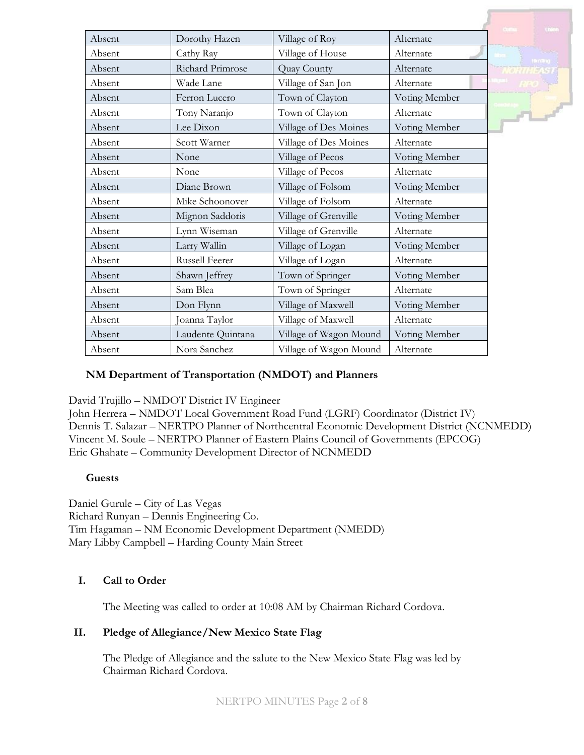| Absent | Dorothy Hazen | Village of Roy | Alternate |
|---|---|---|---|
| Absent | Cathy Ray | Village of House | Alternate |
| Absent | Richard Primrose | Quay County | Alternate |
| Absent | Wade Lane | Village of San Jon | Alternate |
| Absent | Ferron Lucero | Town of Clayton | Voting Member |
| Absent | Tony Naranjo | Town of Clayton | Alternate |
| Absent | Lee Dixon | Village of Des Moines | Voting Member |
| Absent | Scott Warner | Village of Des Moines | Alternate |
| Absent | None | Village of Pecos | Voting Member |
| Absent | None | Village of Pecos | Alternate |
| Absent | Diane Brown | Village of Folsom | Voting Member |
| Absent | Mike Schoonover | Village of Folsom | Alternate |
| Absent | Mignon Saddoris | Village of Grenville | Voting Member |
| Absent | Lynn Wiseman | Village of Grenville | Alternate |
| Absent | Larry Wallin | Village of Logan | Voting Member |
| Absent | Russell Feerer | Village of Logan | Alternate |
| Absent | Shawn Jeffrey | Town of Springer | Voting Member |
| Absent | Sam Blea | Town of Springer | Alternate |
| Absent | Don Flynn | Village of Maxwell | Voting Member |
| Absent | Joanna Taylor | Village of Maxwell | Alternate |
| Absent | Laudente Quintana | Village of Wagon Mound | Voting Member |
| Absent | Nora Sanchez | Village of Wagon Mound | Alternate |

**NM Department of Transportation (NMDOT) and Planners**

David Trujillo – NMDOT District IV Engineer
John Herrera – NMDOT Local Government Road Fund (LGRF) Coordinator (District IV)
Dennis T. Salazar – NERTPO Planner of Northcentral Economic Development District (NCNMEDD)
Vincent M. Soule – NERTPO Planner of Eastern Plains Council of Governments (EPCOG)
Eric Ghahate – Community Development Director of NCNMEDD

**Guests**

Daniel Gurule – City of Las Vegas
Richard Runyan – Dennis Engineering Co.
Tim Hagaman – NM Economic Development Department (NMEDD)
Mary Libby Campbell – Harding County Main Street

## I. Call to Order

The Meeting was called to order at 10:08 AM by Chairman Richard Cordova.

## II. Pledge of Allegiance/New Mexico State Flag

The Pledge of Allegiance and the salute to the New Mexico State Flag was led by Chairman Richard Cordova.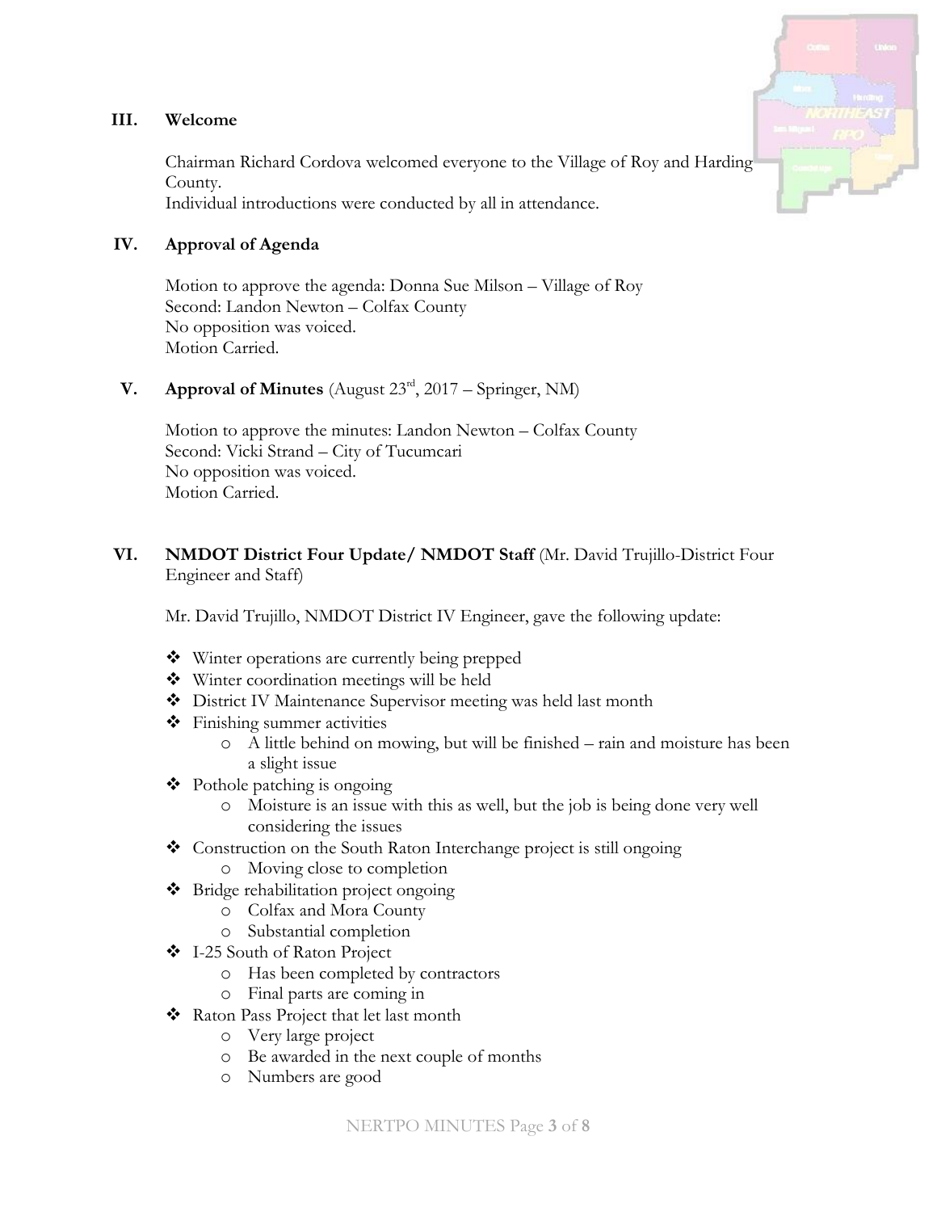## III. Welcome

Chairman Richard Cordova welcomed everyone to the Village of Roy and Harding County.
Individual introductions were conducted by all in attendance.

## IV. Approval of Agenda

Motion to approve the agenda: Donna Sue Milson – Village of Roy
Second: Landon Newton – Colfax County
No opposition was voiced.
Motion Carried.

## V. Approval of Minutes (August 23rd, 2017 – Springer, NM)

Motion to approve the minutes: Landon Newton – Colfax County
Second: Vicki Strand – City of Tucumcari
No opposition was voiced.
Motion Carried.

## VI. NMDOT District Four Update/ NMDOT Staff (Mr. David Trujillo-District Four Engineer and Staff)

Mr. David Trujillo, NMDOT District IV Engineer, gave the following update:

- Winter operations are currently being prepped
- Winter coordination meetings will be held
- District IV Maintenance Supervisor meeting was held last month
- Finishing summer activities
  - A little behind on mowing, but will be finished – rain and moisture has been a slight issue
- Pothole patching is ongoing
  - Moisture is an issue with this as well, but the job is being done very well considering the issues
- Construction on the South Raton Interchange project is still ongoing
  - Moving close to completion
- Bridge rehabilitation project ongoing
  - Colfax and Mora County
  - Substantial completion
- I-25 South of Raton Project
  - Has been completed by contractors
  - Final parts are coming in
- Raton Pass Project that let last month
  - Very large project
  - Be awarded in the next couple of months
  - Numbers are good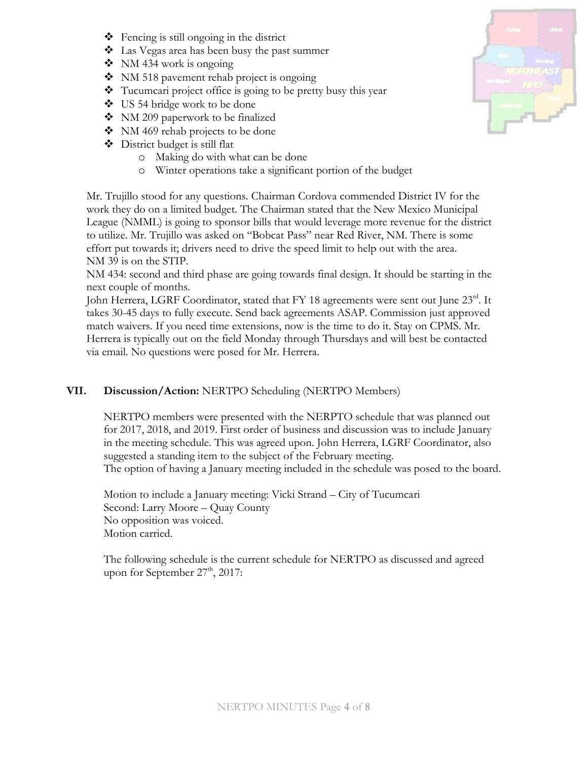- Fencing is still ongoing in the district
- Las Vegas area has been busy the past summer
- NM 434 work is ongoing
- NM 518 pavement rehab project is ongoing
- Tucumcari project office is going to be pretty busy this year
- US 54 bridge work to be done
- NM 209 paperwork to be finalized
- NM 469 rehab projects to be done
- District budget is still flat
  - Making do with what can be done
  - Winter operations take a significant portion of the budget

Mr. Trujillo stood for any questions. Chairman Cordova commended District IV for the work they do on a limited budget. The Chairman stated that the New Mexico Municipal League (NMML) is going to sponsor bills that would leverage more revenue for the district to utilize. Mr. Trujillo was asked on "Bobcat Pass" near Red River, NM. There is some effort put towards it; drivers need to drive the speed limit to help out with the area.
NM 39 is on the STIP.
NM 434: second and third phase are going towards final design. It should be starting in the next couple of months.
John Herrera, LGRF Coordinator, stated that FY 18 agreements were sent out June 23rd. It takes 30-45 days to fully execute. Send back agreements ASAP. Commission just approved match waivers. If you need time extensions, now is the time to do it. Stay on CPMS. Mr. Herrera is typically out on the field Monday through Thursdays and will best be contacted via email. No questions were posed for Mr. Herrera.

## VII. **Discussion/Action:** NERTPO Scheduling (NERTPO Members)

NERTPO members were presented with the NERPTO schedule that was planned out for 2017, 2018, and 2019. First order of business and discussion was to include January in the meeting schedule. This was agreed upon. John Herrera, LGRF Coordinator, also suggested a standing item to the subject of the February meeting.
The option of having a January meeting included in the schedule was posed to the board.

Motion to include a January meeting: Vicki Strand – City of Tucumcari
Second: Larry Moore – Quay County
No opposition was voiced.
Motion carried.

The following schedule is the current schedule for NERTPO as discussed and agreed upon for September 27th, 2017: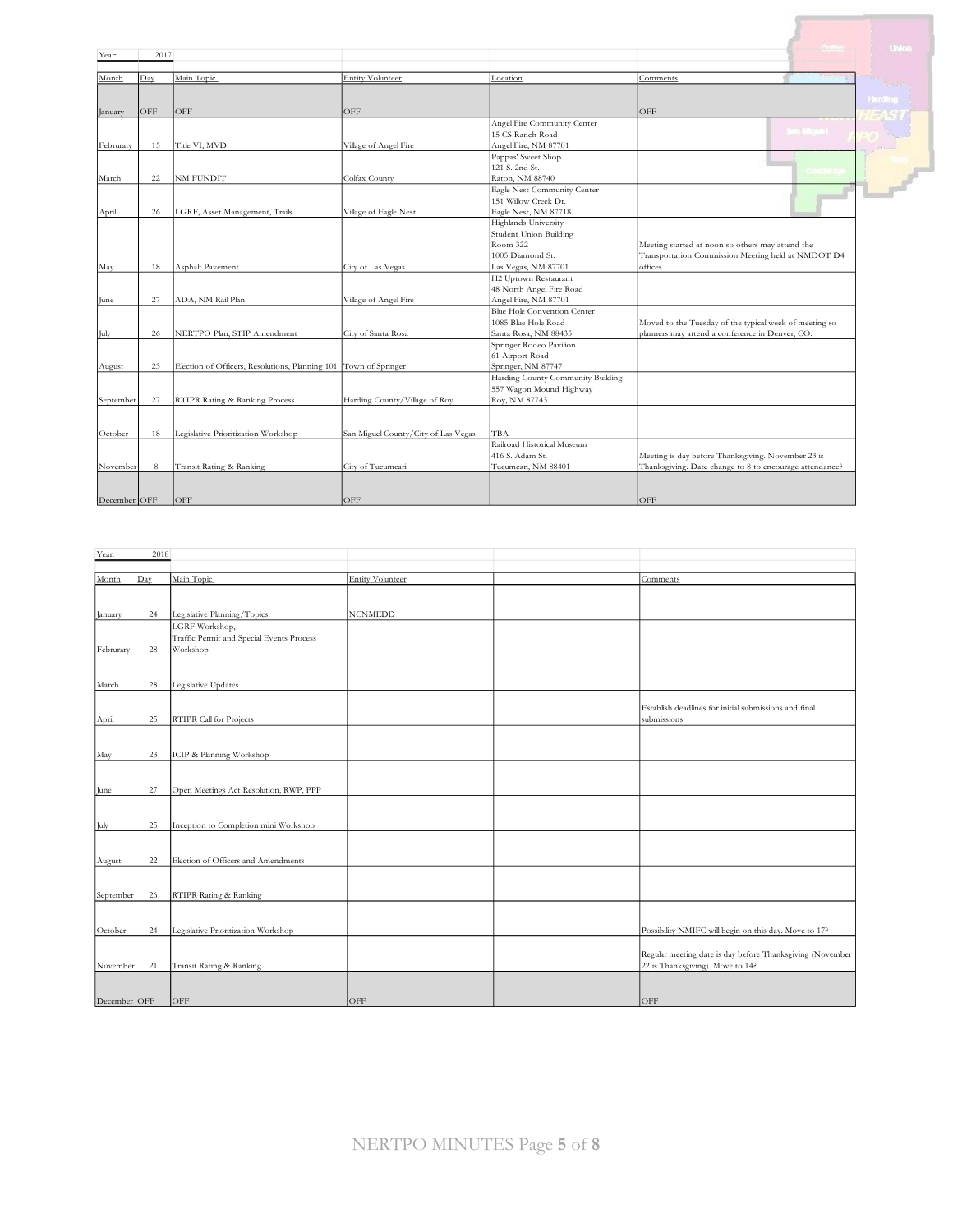Year: 2017

| Month | Day | Main Topic | Entity Volunteer | Location | Comments |
|---|---|---|---|---|---|
| January | OFF | OFF | OFF | | OFF |
| Februrary | 15 | Title VI, MVD | Village of Angel Fire | Angel Fire Community Center<br>15 CS Ranch Road<br>Angel Fire, NM 87701 | |
| March | 22 | NM FUNDIT | Colfax County | Pappas' Sweet Shop<br>121 S. 2nd St.<br>Raton, NM 88740 | |
| April | 26 | LGRF, Asset Management, Trails | Village of Eagle Nest | Eagle Nest Community Center<br>151 Willow Creek Dr.<br>Eagle Nest, NM 87718 | |
| May | 18 | Asphalt Pavement | City of Las Vegas | Highlands University<br>Student Union Building<br>Room 322<br>1005 Diamond St.<br>Las Vegas, NM 87701 | Meeting started at noon so others may attend the Transportation Commission Meeting held at NMDOT D4 offices. |
| June | 27 | ADA, NM Rail Plan | Village of Angel Fire | H2 Uptown Restaurant<br>48 North Angel Fire Road<br>Angel Fire, NM 87701 | |
| July | 26 | NERTPO Plan, STIP Amendment | City of Santa Rosa | Blue Hole Convention Center<br>1085 Blue Hole Road<br>Santa Rosa, NM 88435 | Moved to the Tuesday of the typical week of meeting so planners may attend a conference in Denver, CO. |
| August | 23 | Election of Officers, Resolutions, Planning 101 | Town of Springer | Springer Rodeo Pavilion<br>61 Airport Road<br>Springer, NM 87747 | |
| September | 27 | RTIPR Rating & Ranking Process | Harding County/Village of Roy | Harding County Community Building<br>557 Wagon Mound Highway<br>Roy, NM 87743 | |
| October | 18 | Legislative Prioritization Workshop | San Miguel County/City of Las Vegas | TBA | |
| November | 8 | Transit Rating & Ranking | City of Tucumcari | Railroad Historical Museum<br>416 S. Adam St.<br>Tucumcari, NM 88401 | Meeting is day before Thanksgiving. November 23 is Thanksgiving. Date change to 8 to encourage attendance? |
| December | OFF | OFF | OFF | | OFF |

Year: 2018

| Month | Day | Main Topic | Entity Volunteer | | Comments |
|---|---|---|---|---|---|
| January | 24 | Legislative Planning/Topics | NCNMEDD | | |
| Februrary | 28 | LGRF Workshop,<br>Traffic Permit and Special Events Process Workshop | | | |
| March | 28 | Legislative Updates | | | |
| April | 25 | RTIPR Call for Projects | | | Establish deadlines for initial submissions and final submissions. |
| May | 23 | ICIP & Planning Workshop | | | |
| June | 27 | Open Meetings Act Resolution, RWP, PPP | | | |
| July | 25 | Inception to Completion mini Workshop | | | |
| August | 22 | Election of Officers and Amendments | | | |
| September | 26 | RTIPR Rating & Ranking | | | |
| October | 24 | Legislative Prioritization Workshop | | | Possibility NMIFC will begin on this day. Move to 17? |
| November | 21 | Transit Rating & Ranking | | | Regular meeting date is day before Thanksgiving (November 22 is Thanksgiving). Move to 14? |
| December | OFF | OFF | OFF | | OFF |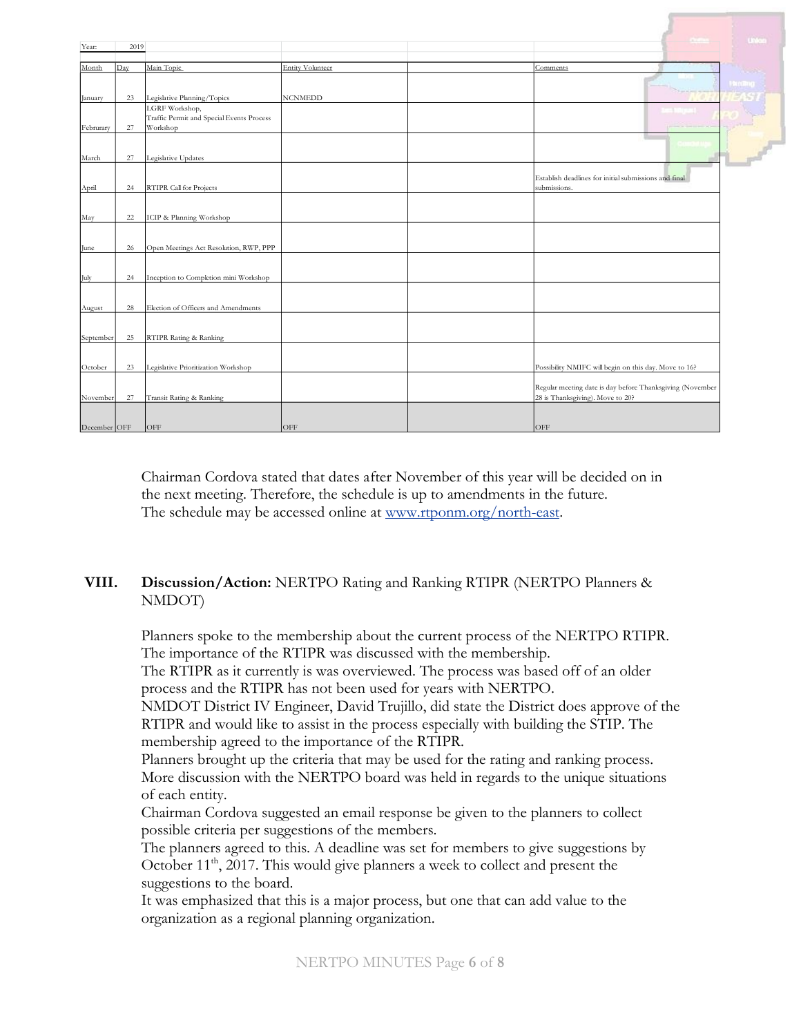| Year: | 2019 | | | | |
|---|---|---|---|---|---|
| Month | Day | Main Topic | Entity Volunteer | | Comments |
| January | 23 | Legislative Planning/Topics | NCNMEDD | | |
| Februrary | 27 | LGRF Workshop, Traffic Permit and Special Events Process Workshop | | | |
| March | 27 | Legislative Updates | | | |
| April | 24 | RTIPR Call for Projects | | | Establish deadlines for initial submissions and final submissions. |
| May | 22 | ICIP & Planning Workshop | | | |
| June | 26 | Open Meetings Act Resolution, RWP, PPP | | | |
| July | 24 | Inception to Completion mini Workshop | | | |
| August | 28 | Election of Officers and Amendments | | | |
| September | 25 | RTIPR Rating & Ranking | | | |
| October | 23 | Legislative Prioritization Workshop | | | Possibility NMIFC will begin on this day. Move to 16? |
| November | 27 | Transit Rating & Ranking | | | Regular meeting date is day before Thanksgiving (November 28 is Thanksgiving). Move to 20? |
| December | OFF | OFF | OFF | | OFF |

Chairman Cordova stated that dates after November of this year will be decided on in the next meeting. Therefore, the schedule is up to amendments in the future. The schedule may be accessed online at www.rtponm.org/north-east.

**VIII. Discussion/Action:** NERTPO Rating and Ranking RTIPR (NERTPO Planners & NMDOT)

Planners spoke to the membership about the current process of the NERTPO RTIPR. The importance of the RTIPR was discussed with the membership.
The RTIPR as it currently is was overviewed. The process was based off of an older process and the RTIPR has not been used for years with NERTPO.
NMDOT District IV Engineer, David Trujillo, did state the District does approve of the RTIPR and would like to assist in the process especially with building the STIP. The membership agreed to the importance of the RTIPR.
Planners brought up the criteria that may be used for the rating and ranking process. More discussion with the NERTPO board was held in regards to the unique situations of each entity.
Chairman Cordova suggested an email response be given to the planners to collect possible criteria per suggestions of the members.
The planners agreed to this. A deadline was set for members to give suggestions by October 11th, 2017. This would give planners a week to collect and present the suggestions to the board.
It was emphasized that this is a major process, but one that can add value to the organization as a regional planning organization.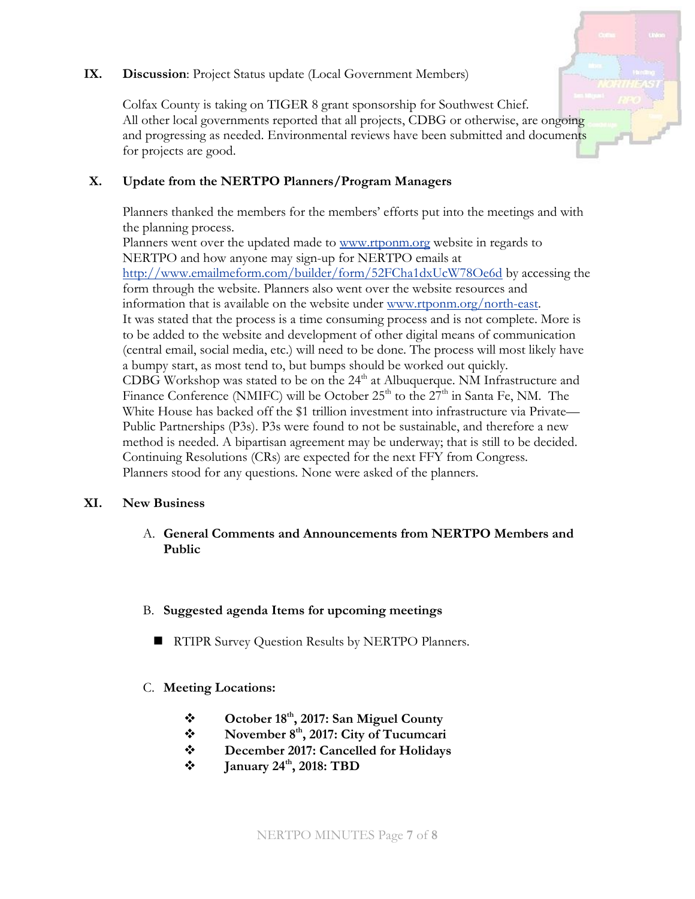## IX. **Discussion**: Project Status update (Local Government Members)

Colfax County is taking on TIGER 8 grant sponsorship for Southwest Chief.
All other local governments reported that all projects, CDBG or otherwise, are ongoing and progressing as needed. Environmental reviews have been submitted and documents for projects are good.

## X. Update from the NERTPO Planners/Program Managers

Planners thanked the members for the members' efforts put into the meetings and with the planning process.
Planners went over the updated made to www.rtponm.org website in regards to NERTPO and how anyone may sign-up for NERTPO emails at http://www.emailmeform.com/builder/form/52FCha1dxUcW78Oe6d by accessing the form through the website. Planners also went over the website resources and information that is available on the website under www.rtponm.org/north-east.
It was stated that the process is a time consuming process and is not complete. More is to be added to the website and development of other digital means of communication (central email, social media, etc.) will need to be done. The process will most likely have a bumpy start, as most tend to, but bumps should be worked out quickly.
CDBG Workshop was stated to be on the 24th at Albuquerque. NM Infrastructure and Finance Conference (NMIFC) will be October 25th to the 27th in Santa Fe, NM. The White House has backed off the $1 trillion investment into infrastructure via Private—Public Partnerships (P3s). P3s were found to not be sustainable, and therefore a new method is needed. A bipartisan agreement may be underway; that is still to be decided. Continuing Resolutions (CRs) are expected for the next FFY from Congress.
Planners stood for any questions. None were asked of the planners.

## XI. New Business

A. **General Comments and Announcements from NERTPO Members and Public**

B. **Suggested agenda Items for upcoming meetings**

- RTIPR Survey Question Results by NERTPO Planners.

C. **Meeting Locations:**

- **October 18th, 2017: San Miguel County**
- **November 8th, 2017: City of Tucumcari**
- **December 2017: Cancelled for Holidays**
- **January 24th, 2018: TBD**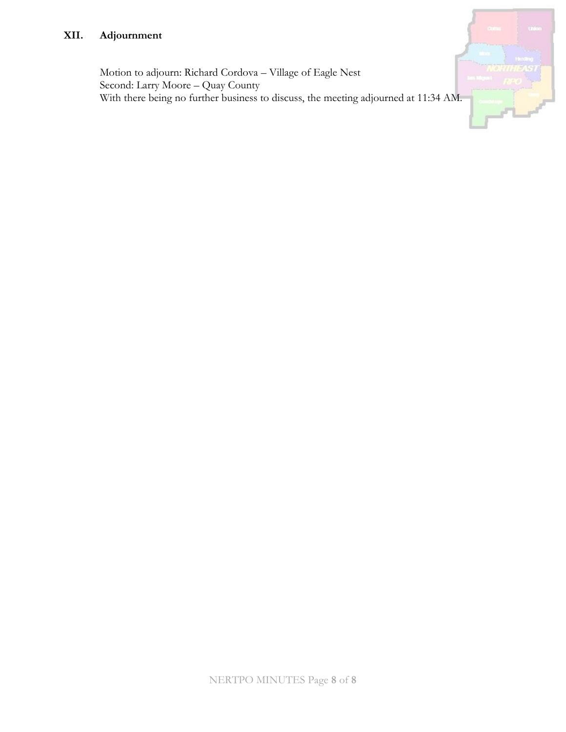## XII. Adjournment

Motion to adjourn: Richard Cordova – Village of Eagle Nest
Second: Larry Moore – Quay County
With there being no further business to discuss, the meeting adjourned at 11:34 AM.